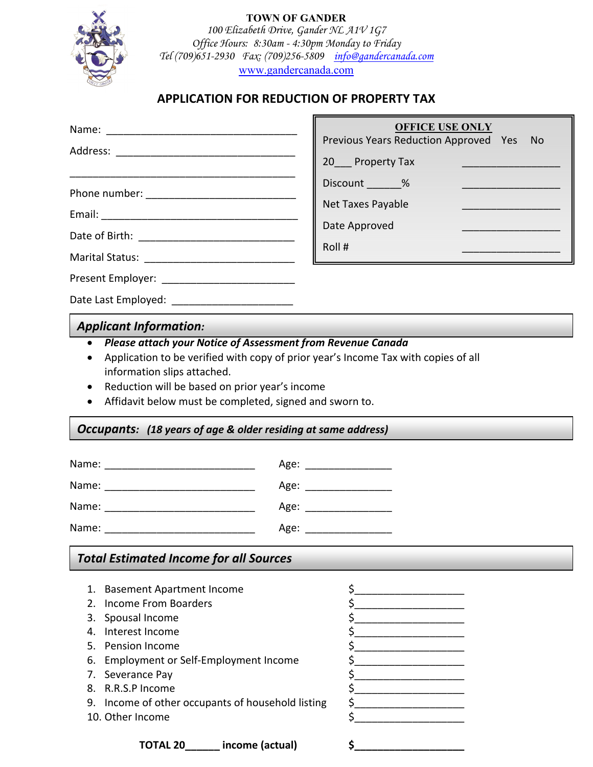**TOWN OF GANDER**
*100 Elizabeth Drive, Gander NL A1V 1G7*
*Office Hours: 8:30am - 4:30pm Monday to Friday*
*Tel (709)651-2930 Fax: (709)256-5809* [info@gandercanada.com](mailto:info@gandercanada.com)
[www.gandercanada.com](http://www.gandercanada.com)

# APPLICATION FOR REDUCTION OF PROPERTY TAX

Name: ________________________________

Address: ______________________________

______________________________________

Phone number: _________________________

Email: ________________________________

Date of Birth: __________________________

Marital Status: _________________________

Present Employer: ______________________

Date Last Employed: ____________________

| **OFFICE USE ONLY** | |
|---|---|
| Previous Years Reduction Approved | Yes No |
| 20___ Property Tax | ________________ |
| Discount ______% | ________________ |
| Net Taxes Payable | ________________ |
| Date Approved | ________________ |
| Roll # | ________________ |

## *Applicant Information:*

- ***Please attach your Notice of Assessment from Revenue Canada***
- Application to be verified with copy of prior year's Income Tax with copies of all information slips attached.
- Reduction will be based on prior year's income
- Affidavit below must be completed, signed and sworn to.

## *Occupants:* *(18 years of age & older residing at same address)*

Name: _________________________ Age: ______________

Name: _________________________ Age: ______________

Name: _________________________ Age: ______________

Name: _________________________ Age: ______________

## *Total Estimated Income for all Sources*

1. Basement Apartment Income $_________________
2. Income From Boarders $_________________
3. Spousal Income $_________________
4. Interest Income $_________________
5. Pension Income $_________________
6. Employment or Self-Employment Income $_________________
7. Severance Pay $_________________
8. R.R.S.P Income $_________________
9. Income of other occupants of household listing $_________________
10. Other Income $_________________

**TOTAL 20______ income (actual) $_________________**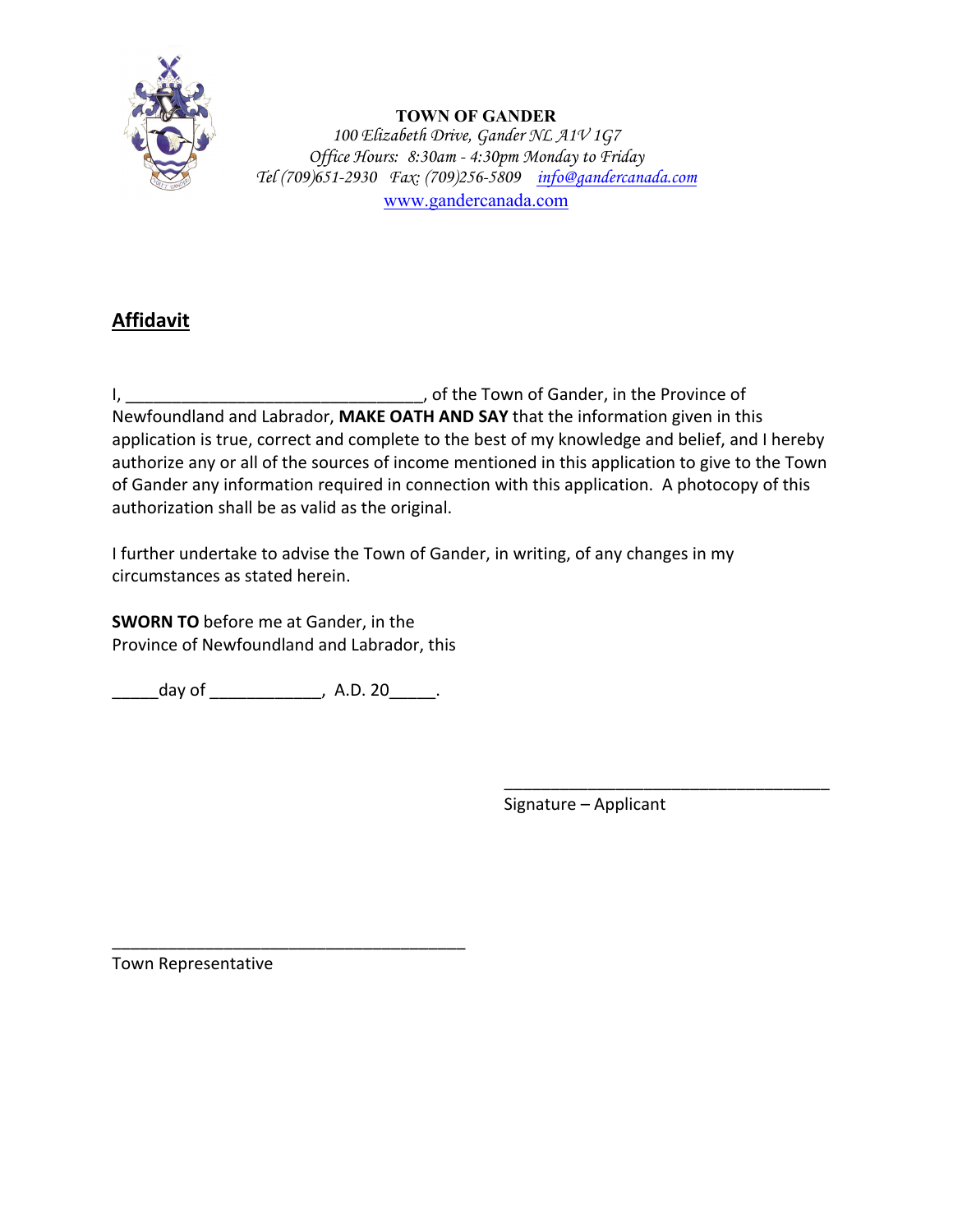**TOWN OF GANDER**
*100 Elizabeth Drive, Gander NL A1V 1G7*
*Office Hours: 8:30am - 4:30pm Monday to Friday*
*Tel (709)651-2930 Fax: (709)256-5809 info@gandercanada.com*
www.gandercanada.com

## Affidavit

I, ________________________________, of the Town of Gander, in the Province of Newfoundland and Labrador, **MAKE OATH AND SAY** that the information given in this application is true, correct and complete to the best of my knowledge and belief, and I hereby authorize any or all of the sources of income mentioned in this application to give to the Town of Gander any information required in connection with this application. A photocopy of this authorization shall be as valid as the original.

I further undertake to advise the Town of Gander, in writing, of any changes in my circumstances as stated herein.

**SWORN TO** before me at Gander, in the Province of Newfoundland and Labrador, this

_____day of ____________, A.D. 20_____.

____________________________________
Signature – Applicant

_______________________________________
Town Representative